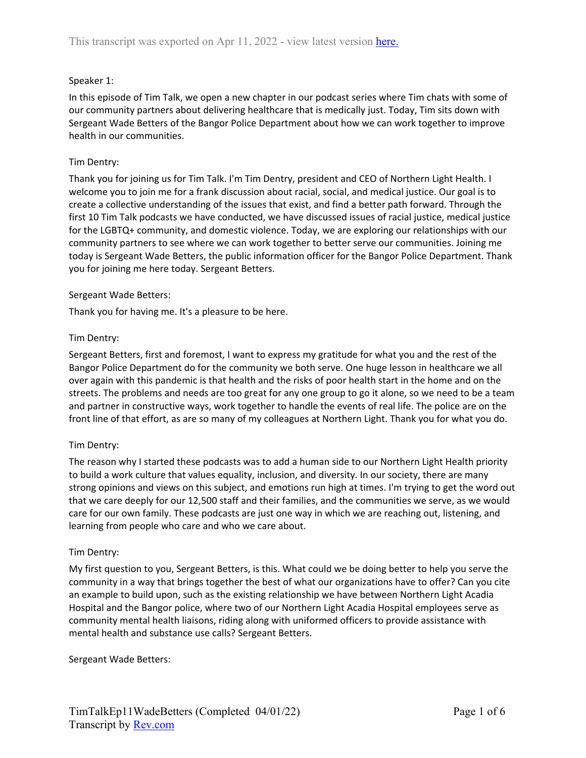This transcript was exported on Apr 11, 2022 - view latest version [here.](#)

Speaker 1:

In this episode of Tim Talk, we open a new chapter in our podcast series where Tim chats with some of our community partners about delivering healthcare that is medically just. Today, Tim sits down with Sergeant Wade Betters of the Bangor Police Department about how we can work together to improve health in our communities.

Tim Dentry:

Thank you for joining us for Tim Talk. I'm Tim Dentry, president and CEO of Northern Light Health. I welcome you to join me for a frank discussion about racial, social, and medical justice. Our goal is to create a collective understanding of the issues that exist, and find a better path forward. Through the first 10 Tim Talk podcasts we have conducted, we have discussed issues of racial justice, medical justice for the LGBTQ+ community, and domestic violence. Today, we are exploring our relationships with our community partners to see where we can work together to better serve our communities. Joining me today is Sergeant Wade Betters, the public information officer for the Bangor Police Department. Thank you for joining me here today. Sergeant Betters.

Sergeant Wade Betters:

Thank you for having me. It's a pleasure to be here.

Tim Dentry:

Sergeant Betters, first and foremost, I want to express my gratitude for what you and the rest of the Bangor Police Department do for the community we both serve. One huge lesson in healthcare we all over again with this pandemic is that health and the risks of poor health start in the home and on the streets. The problems and needs are too great for any one group to go it alone, so we need to be a team and partner in constructive ways, work together to handle the events of real life. The police are on the front line of that effort, as are so many of my colleagues at Northern Light. Thank you for what you do.

Tim Dentry:

The reason why I started these podcasts was to add a human side to our Northern Light Health priority to build a work culture that values equality, inclusion, and diversity. In our society, there are many strong opinions and views on this subject, and emotions run high at times. I'm trying to get the word out that we care deeply for our 12,500 staff and their families, and the communities we serve, as we would care for our own family. These podcasts are just one way in which we are reaching out, listening, and learning from people who care and who we care about.

Tim Dentry:

My first question to you, Sergeant Betters, is this. What could we be doing better to help you serve the community in a way that brings together the best of what our organizations have to offer? Can you cite an example to build upon, such as the existing relationship we have between Northern Light Acadia Hospital and the Bangor police, where two of our Northern Light Acadia Hospital employees serve as community mental health liaisons, riding along with uniformed officers to provide assistance with mental health and substance use calls? Sergeant Betters.

Sergeant Wade Betters:

TimTalkEp11WadeBetters (Completed 04/01/22)
Transcript by [Rev.com](#)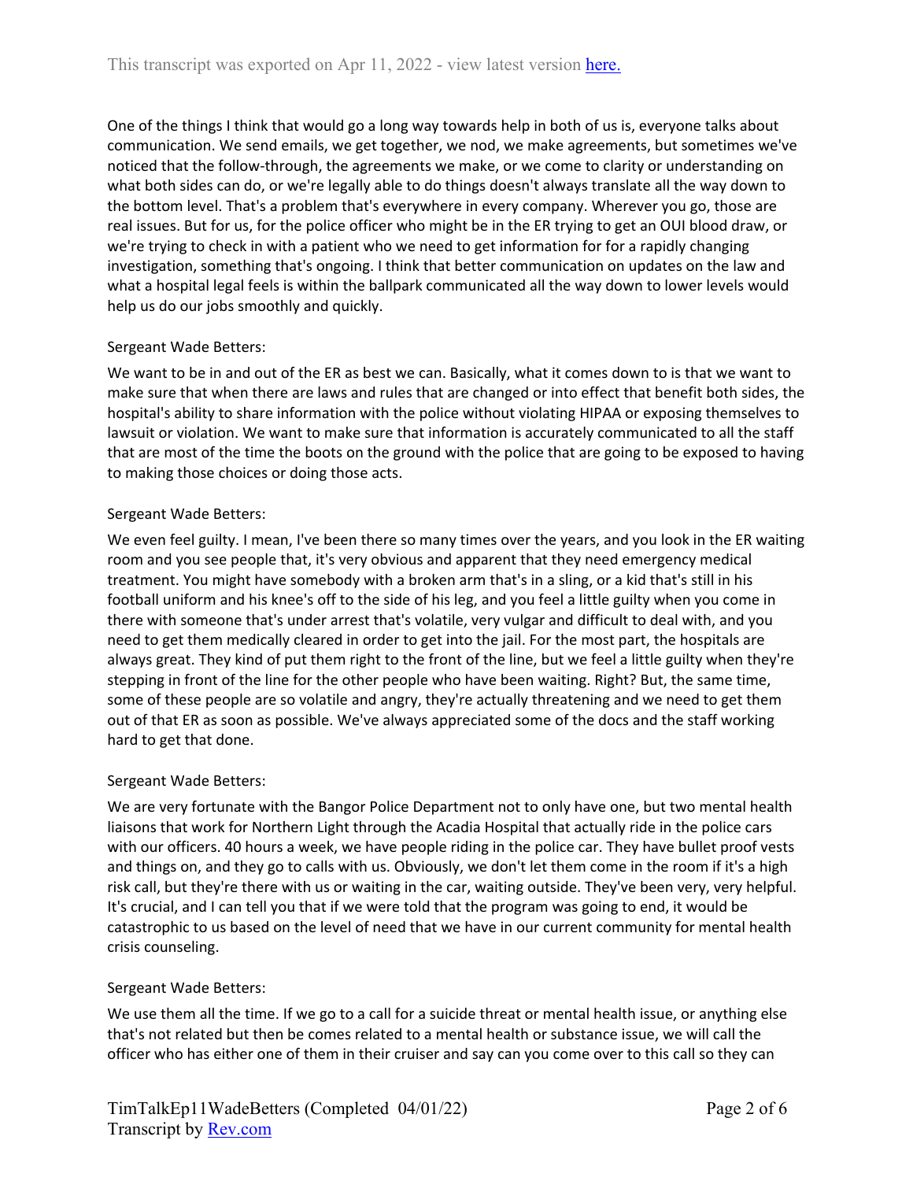One of the things I think that would go a long way towards help in both of us is, everyone talks about communication. We send emails, we get together, we nod, we make agreements, but sometimes we've noticed that the follow-through, the agreements we make, or we come to clarity or understanding on what both sides can do, or we're legally able to do things doesn't always translate all the way down to the bottom level. That's a problem that's everywhere in every company. Wherever you go, those are real issues. But for us, for the police officer who might be in the ER trying to get an OUI blood draw, or we're trying to check in with a patient who we need to get information for for a rapidly changing investigation, something that's ongoing. I think that better communication on updates on the law and what a hospital legal feels is within the ballpark communicated all the way down to lower levels would help us do our jobs smoothly and quickly.

Sergeant Wade Betters:

We want to be in and out of the ER as best we can. Basically, what it comes down to is that we want to make sure that when there are laws and rules that are changed or into effect that benefit both sides, the hospital's ability to share information with the police without violating HIPAA or exposing themselves to lawsuit or violation. We want to make sure that information is accurately communicated to all the staff that are most of the time the boots on the ground with the police that are going to be exposed to having to making those choices or doing those acts.

Sergeant Wade Betters:

We even feel guilty. I mean, I've been there so many times over the years, and you look in the ER waiting room and you see people that, it's very obvious and apparent that they need emergency medical treatment. You might have somebody with a broken arm that's in a sling, or a kid that's still in his football uniform and his knee's off to the side of his leg, and you feel a little guilty when you come in there with someone that's under arrest that's volatile, very vulgar and difficult to deal with, and you need to get them medically cleared in order to get into the jail. For the most part, the hospitals are always great. They kind of put them right to the front of the line, but we feel a little guilty when they're stepping in front of the line for the other people who have been waiting. Right? But, the same time, some of these people are so volatile and angry, they're actually threatening and we need to get them out of that ER as soon as possible. We've always appreciated some of the docs and the staff working hard to get that done.

Sergeant Wade Betters:

We are very fortunate with the Bangor Police Department not to only have one, but two mental health liaisons that work for Northern Light through the Acadia Hospital that actually ride in the police cars with our officers. 40 hours a week, we have people riding in the police car. They have bullet proof vests and things on, and they go to calls with us. Obviously, we don't let them come in the room if it's a high risk call, but they're there with us or waiting in the car, waiting outside. They've been very, very helpful. It's crucial, and I can tell you that if we were told that the program was going to end, it would be catastrophic to us based on the level of need that we have in our current community for mental health crisis counseling.

Sergeant Wade Betters:

We use them all the time. If we go to a call for a suicide threat or mental health issue, or anything else that's not related but then be comes related to a mental health or substance issue, we will call the officer who has either one of them in their cruiser and say can you come over to this call so they can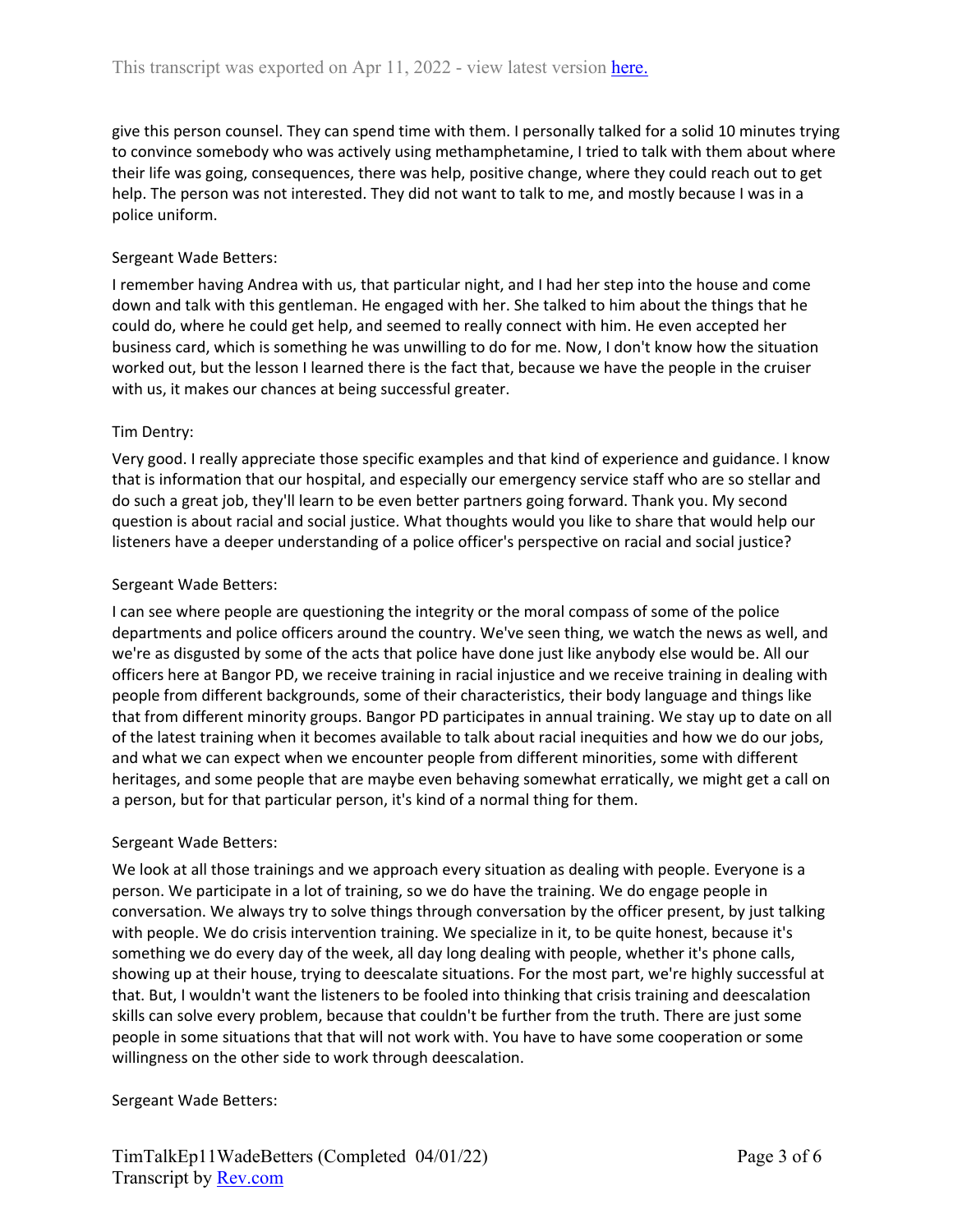give this person counsel. They can spend time with them. I personally talked for a solid 10 minutes trying to convince somebody who was actively using methamphetamine, I tried to talk with them about where their life was going, consequences, there was help, positive change, where they could reach out to get help. The person was not interested. They did not want to talk to me, and mostly because I was in a police uniform.

Sergeant Wade Betters:

I remember having Andrea with us, that particular night, and I had her step into the house and come down and talk with this gentleman. He engaged with her. She talked to him about the things that he could do, where he could get help, and seemed to really connect with him. He even accepted her business card, which is something he was unwilling to do for me. Now, I don't know how the situation worked out, but the lesson I learned there is the fact that, because we have the people in the cruiser with us, it makes our chances at being successful greater.

Tim Dentry:

Very good. I really appreciate those specific examples and that kind of experience and guidance. I know that is information that our hospital, and especially our emergency service staff who are so stellar and do such a great job, they'll learn to be even better partners going forward. Thank you. My second question is about racial and social justice. What thoughts would you like to share that would help our listeners have a deeper understanding of a police officer's perspective on racial and social justice?

Sergeant Wade Betters:

I can see where people are questioning the integrity or the moral compass of some of the police departments and police officers around the country. We've seen thing, we watch the news as well, and we're as disgusted by some of the acts that police have done just like anybody else would be. All our officers here at Bangor PD, we receive training in racial injustice and we receive training in dealing with people from different backgrounds, some of their characteristics, their body language and things like that from different minority groups. Bangor PD participates in annual training. We stay up to date on all of the latest training when it becomes available to talk about racial inequities and how we do our jobs, and what we can expect when we encounter people from different minorities, some with different heritages, and some people that are maybe even behaving somewhat erratically, we might get a call on a person, but for that particular person, it's kind of a normal thing for them.

Sergeant Wade Betters:

We look at all those trainings and we approach every situation as dealing with people. Everyone is a person. We participate in a lot of training, so we do have the training. We do engage people in conversation. We always try to solve things through conversation by the officer present, by just talking with people. We do crisis intervention training. We specialize in it, to be quite honest, because it's something we do every day of the week, all day long dealing with people, whether it's phone calls, showing up at their house, trying to deescalate situations. For the most part, we're highly successful at that. But, I wouldn't want the listeners to be fooled into thinking that crisis training and deescalation skills can solve every problem, because that couldn't be further from the truth. There are just some people in some situations that that will not work with. You have to have some cooperation or some willingness on the other side to work through deescalation.

Sergeant Wade Betters: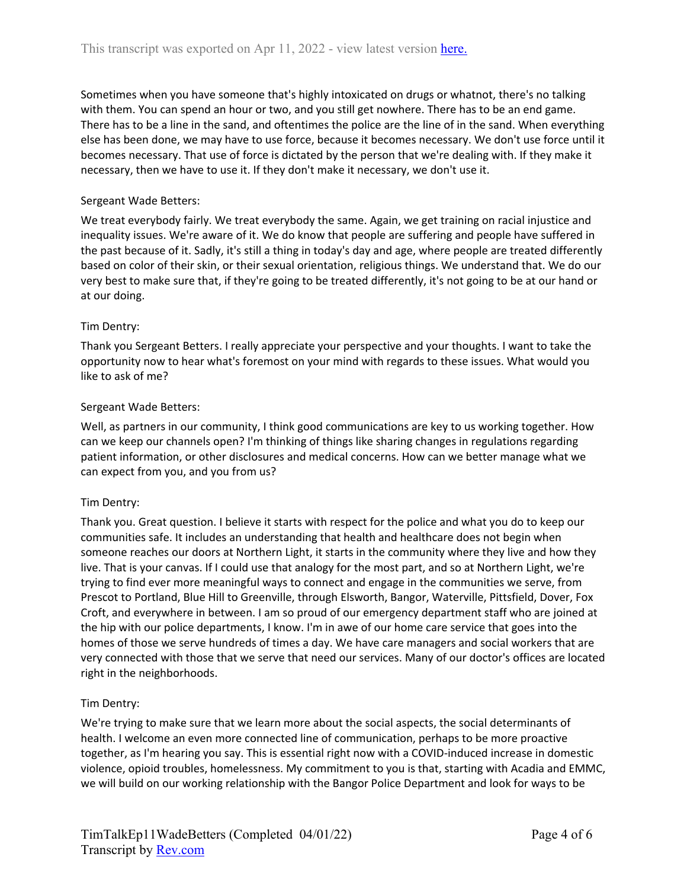Sometimes when you have someone that's highly intoxicated on drugs or whatnot, there's no talking with them. You can spend an hour or two, and you still get nowhere. There has to be an end game. There has to be a line in the sand, and oftentimes the police are the line of in the sand. When everything else has been done, we may have to use force, because it becomes necessary. We don't use force until it becomes necessary. That use of force is dictated by the person that we're dealing with. If they make it necessary, then we have to use it. If they don't make it necessary, we don't use it.

Sergeant Wade Betters:

We treat everybody fairly. We treat everybody the same. Again, we get training on racial injustice and inequality issues. We're aware of it. We do know that people are suffering and people have suffered in the past because of it. Sadly, it's still a thing in today's day and age, where people are treated differently based on color of their skin, or their sexual orientation, religious things. We understand that. We do our very best to make sure that, if they're going to be treated differently, it's not going to be at our hand or at our doing.

Tim Dentry:

Thank you Sergeant Betters. I really appreciate your perspective and your thoughts. I want to take the opportunity now to hear what's foremost on your mind with regards to these issues. What would you like to ask of me?

Sergeant Wade Betters:

Well, as partners in our community, I think good communications are key to us working together. How can we keep our channels open? I'm thinking of things like sharing changes in regulations regarding patient information, or other disclosures and medical concerns. How can we better manage what we can expect from you, and you from us?

Tim Dentry:

Thank you. Great question. I believe it starts with respect for the police and what you do to keep our communities safe. It includes an understanding that health and healthcare does not begin when someone reaches our doors at Northern Light, it starts in the community where they live and how they live. That is your canvas. If I could use that analogy for the most part, and so at Northern Light, we're trying to find ever more meaningful ways to connect and engage in the communities we serve, from Prescot to Portland, Blue Hill to Greenville, through Elsworth, Bangor, Waterville, Pittsfield, Dover, Fox Croft, and everywhere in between. I am so proud of our emergency department staff who are joined at the hip with our police departments, I know. I'm in awe of our home care service that goes into the homes of those we serve hundreds of times a day. We have care managers and social workers that are very connected with those that we serve that need our services. Many of our doctor's offices are located right in the neighborhoods.

Tim Dentry:

We're trying to make sure that we learn more about the social aspects, the social determinants of health. I welcome an even more connected line of communication, perhaps to be more proactive together, as I'm hearing you say. This is essential right now with a COVID-induced increase in domestic violence, opioid troubles, homelessness. My commitment to you is that, starting with Acadia and EMMC, we will build on our working relationship with the Bangor Police Department and look for ways to be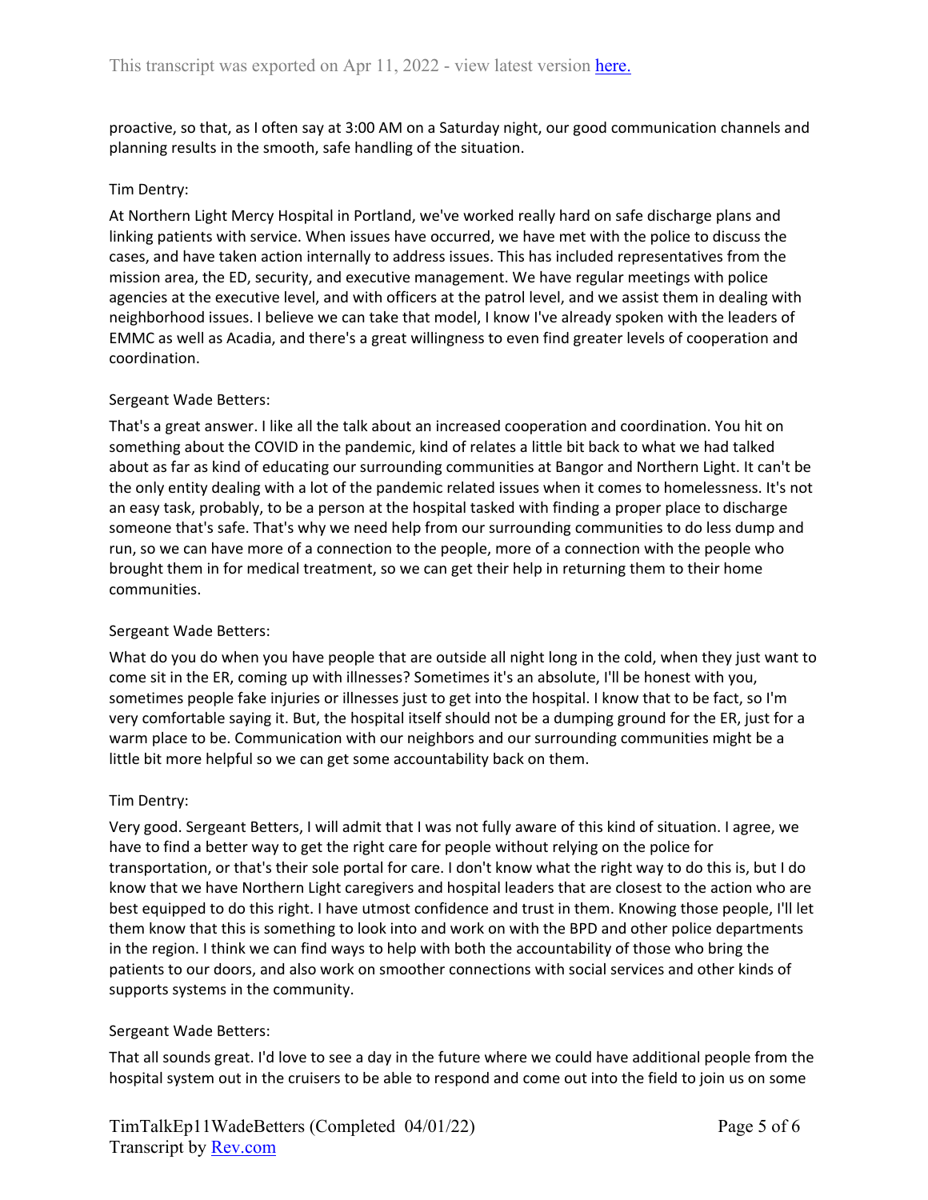proactive, so that, as I often say at 3:00 AM on a Saturday night, our good communication channels and planning results in the smooth, safe handling of the situation.

Tim Dentry:

At Northern Light Mercy Hospital in Portland, we've worked really hard on safe discharge plans and linking patients with service. When issues have occurred, we have met with the police to discuss the cases, and have taken action internally to address issues. This has included representatives from the mission area, the ED, security, and executive management. We have regular meetings with police agencies at the executive level, and with officers at the patrol level, and we assist them in dealing with neighborhood issues. I believe we can take that model, I know I've already spoken with the leaders of EMMC as well as Acadia, and there's a great willingness to even find greater levels of cooperation and coordination.

Sergeant Wade Betters:

That's a great answer. I like all the talk about an increased cooperation and coordination. You hit on something about the COVID in the pandemic, kind of relates a little bit back to what we had talked about as far as kind of educating our surrounding communities at Bangor and Northern Light. It can't be the only entity dealing with a lot of the pandemic related issues when it comes to homelessness. It's not an easy task, probably, to be a person at the hospital tasked with finding a proper place to discharge someone that's safe. That's why we need help from our surrounding communities to do less dump and run, so we can have more of a connection to the people, more of a connection with the people who brought them in for medical treatment, so we can get their help in returning them to their home communities.

Sergeant Wade Betters:

What do you do when you have people that are outside all night long in the cold, when they just want to come sit in the ER, coming up with illnesses? Sometimes it's an absolute, I'll be honest with you, sometimes people fake injuries or illnesses just to get into the hospital. I know that to be fact, so I'm very comfortable saying it. But, the hospital itself should not be a dumping ground for the ER, just for a warm place to be. Communication with our neighbors and our surrounding communities might be a little bit more helpful so we can get some accountability back on them.

Tim Dentry:

Very good. Sergeant Betters, I will admit that I was not fully aware of this kind of situation. I agree, we have to find a better way to get the right care for people without relying on the police for transportation, or that's their sole portal for care. I don't know what the right way to do this is, but I do know that we have Northern Light caregivers and hospital leaders that are closest to the action who are best equipped to do this right. I have utmost confidence and trust in them. Knowing those people, I'll let them know that this is something to look into and work on with the BPD and other police departments in the region. I think we can find ways to help with both the accountability of those who bring the patients to our doors, and also work on smoother connections with social services and other kinds of supports systems in the community.

Sergeant Wade Betters:

That all sounds great. I'd love to see a day in the future where we could have additional people from the hospital system out in the cruisers to be able to respond and come out into the field to join us on some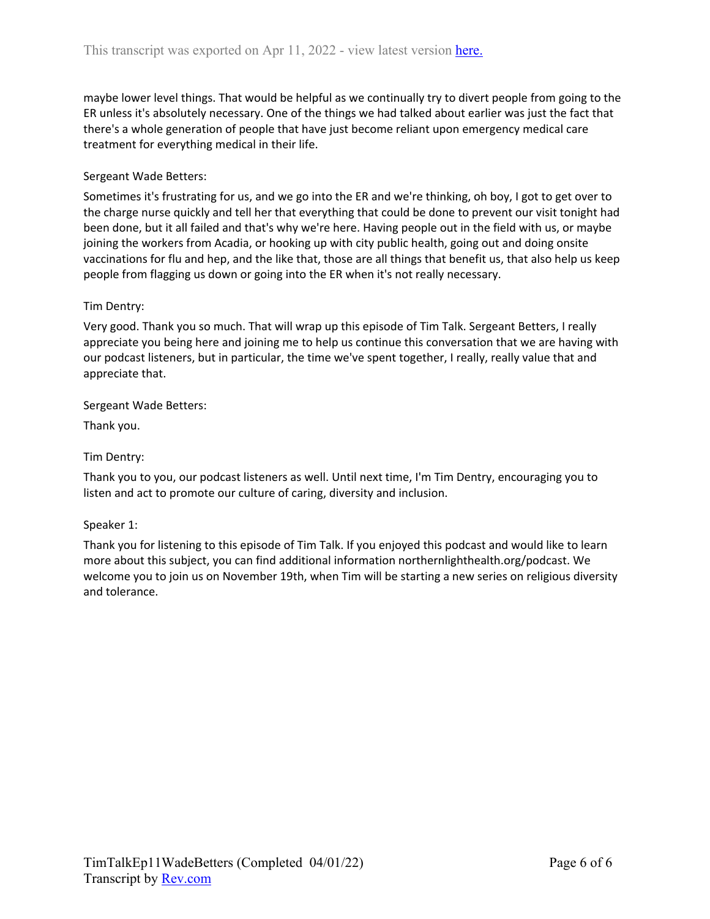maybe lower level things. That would be helpful as we continually try to divert people from going to the ER unless it's absolutely necessary. One of the things we had talked about earlier was just the fact that there's a whole generation of people that have just become reliant upon emergency medical care treatment for everything medical in their life.

Sergeant Wade Betters:

Sometimes it's frustrating for us, and we go into the ER and we're thinking, oh boy, I got to get over to the charge nurse quickly and tell her that everything that could be done to prevent our visit tonight had been done, but it all failed and that's why we're here. Having people out in the field with us, or maybe joining the workers from Acadia, or hooking up with city public health, going out and doing onsite vaccinations for flu and hep, and the like that, those are all things that benefit us, that also help us keep people from flagging us down or going into the ER when it's not really necessary.

Tim Dentry:

Very good. Thank you so much. That will wrap up this episode of Tim Talk. Sergeant Betters, I really appreciate you being here and joining me to help us continue this conversation that we are having with our podcast listeners, but in particular, the time we've spent together, I really, really value that and appreciate that.

Sergeant Wade Betters:

Thank you.

Tim Dentry:

Thank you to you, our podcast listeners as well. Until next time, I'm Tim Dentry, encouraging you to listen and act to promote our culture of caring, diversity and inclusion.

Speaker 1:

Thank you for listening to this episode of Tim Talk. If you enjoyed this podcast and would like to learn more about this subject, you can find additional information northernlighthealth.org/podcast. We welcome you to join us on November 19th, when Tim will be starting a new series on religious diversity and tolerance.